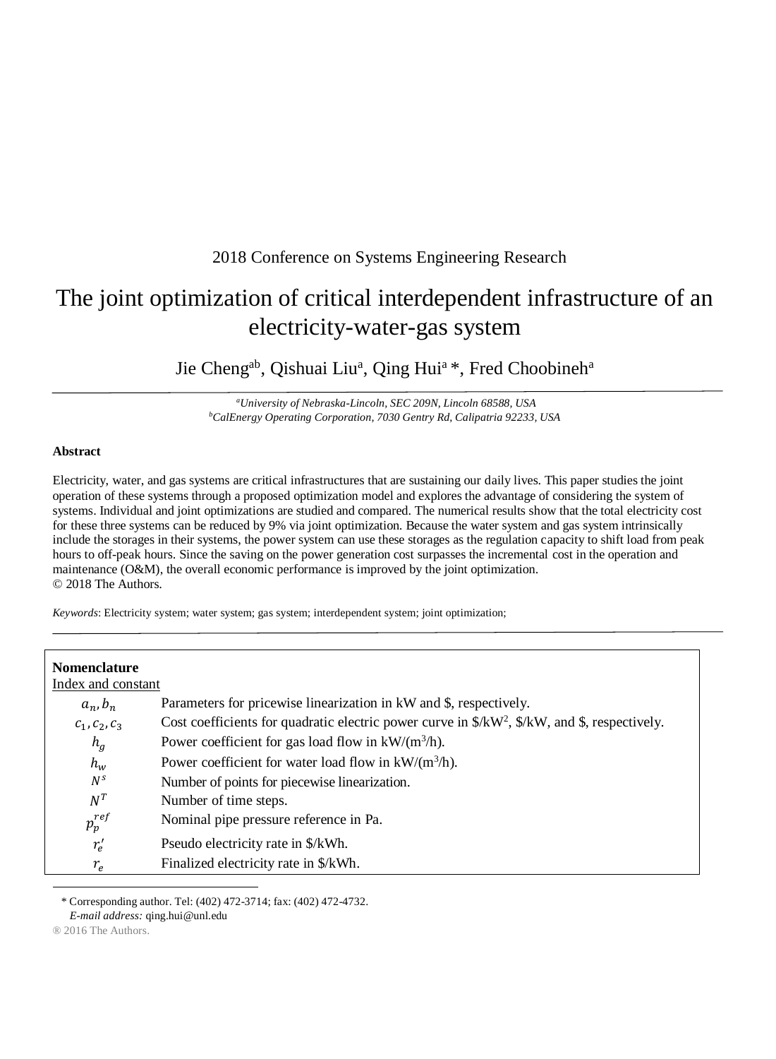2018 Conference on Systems Engineering Research

# The joint optimization of critical interdependent infrastructure of an electricity-water-gas system

Jie Cheng[ab], Qishuai Liu[a], Qing Hui[a] *, Fred Choobineh[a]

[a]*University of Nebraska-Lincoln, SEC 209N, Lincoln 68588, USA*
[b]*CalEnergy Operating Corporation, 7030 Gentry Rd, Calipatria 92233, USA*

**Abstract**

Electricity, water, and gas systems are critical infrastructures that are sustaining our daily lives. This paper studies the joint operation of these systems through a proposed optimization model and explores the advantage of considering the system of systems. Individual and joint optimizations are studied and compared. The numerical results show that the total electricity cost for these three systems can be reduced by 9% via joint optimization. Because the water system and gas system intrinsically include the storages in their systems, the power system can use these storages as the regulation capacity to shift load from peak hours to off-peak hours. Since the saving on the power generation cost surpasses the incremental cost in the operation and maintenance (O&M), the overall economic performance is improved by the joint optimization.
© 2018 The Authors.

*Keywords*: Electricity system; water system; gas system; interdependent system; joint optimization;

**Nomenclature**

Index and constant

| | |
|---|---|
| $a_n, b_n$ | Parameters for pricewise linearization in kW and \$, respectively. |
| $c_1, c_2, c_3$ | Cost coefficients for quadratic electric power curve in \$/kW$^2$, \$/kW, and \$, respectively. |
| $h_g$ | Power coefficient for gas load flow in kW/(m$^3$/h). |
| $h_w$ | Power coefficient for water load flow in kW/(m$^3$/h). |
| $N^s$ | Number of points for piecewise linearization. |
| $N^T$ | Number of time steps. |
| $p_p^{ref}$ | Nominal pipe pressure reference in Pa. |
| $r_e'$ | Pseudo electricity rate in \$/kWh. |
| $r_e$ | Finalized electricity rate in \$/kWh. |

* Corresponding author. Tel: (402) 472-3714; fax: (402) 472-4732.
*E-mail address:* qing.hui@unl.edu

® 2016 The Authors.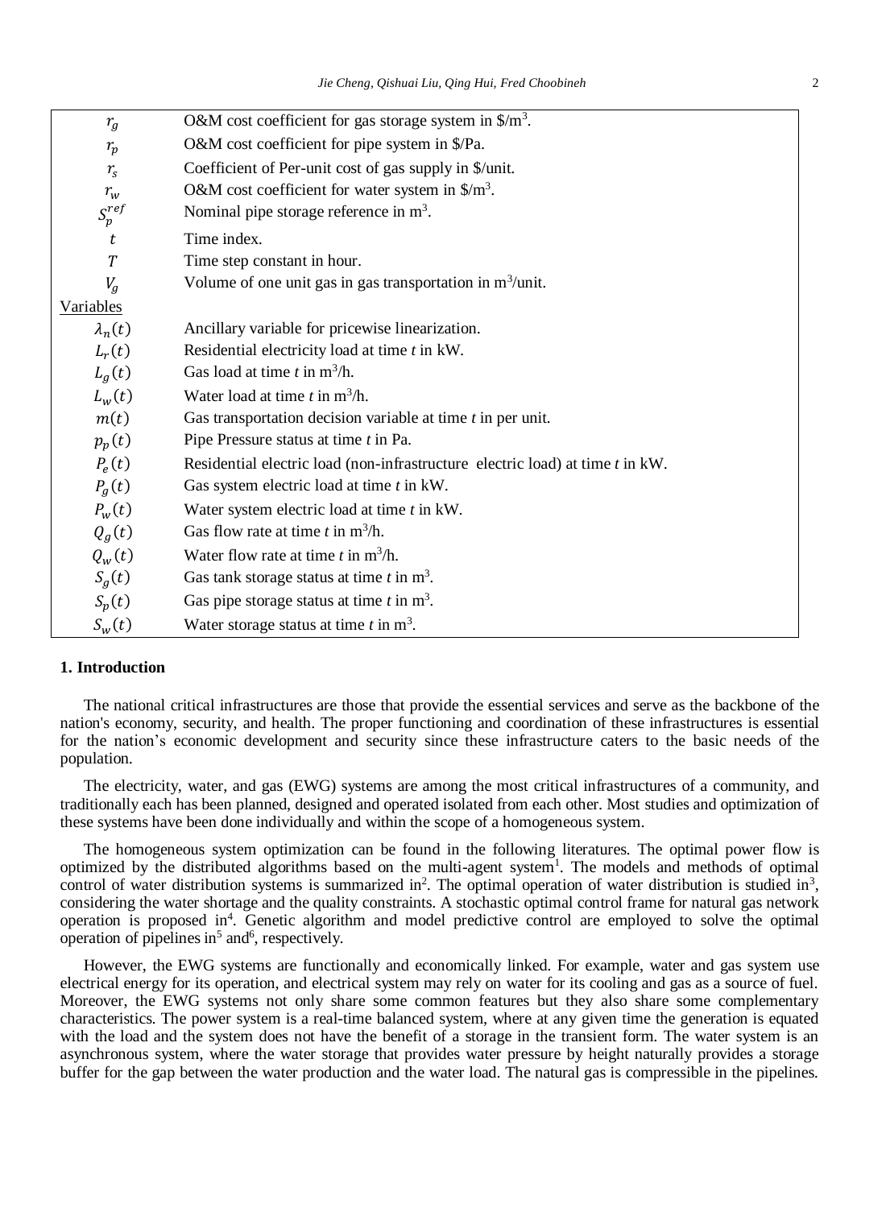| | |
|---|---|
| $r_g$ | O&M cost coefficient for gas storage system in \$/m$^3$. |
| $r_p$ | O&M cost coefficient for pipe system in \$/Pa. |
| $r_s$ | Coefficient of Per-unit cost of gas supply in \$/unit. |
| $r_w$ | O&M cost coefficient for water system in \$/m$^3$. |
| $S_p^{ref}$ | Nominal pipe storage reference in m$^3$. |
| $t$ | Time index. |
| $T$ | Time step constant in hour. |
| $V_g$ | Volume of one unit gas in gas transportation in m$^3$/unit. |
| Variables | |
| $\lambda_n(t)$ | Ancillary variable for pricewise linearization. |
| $L_r(t)$ | Residential electricity load at time *t* in kW. |
| $L_g(t)$ | Gas load at time *t* in m$^3$/h. |
| $L_w(t)$ | Water load at time *t* in m$^3$/h. |
| $m(t)$ | Gas transportation decision variable at time *t* in per unit. |
| $p_p(t)$ | Pipe Pressure status at time *t* in Pa. |
| $P_e(t)$ | Residential electric load (non-infrastructure electric load) at time *t* in kW. |
| $P_g(t)$ | Gas system electric load at time *t* in kW. |
| $P_w(t)$ | Water system electric load at time *t* in kW. |
| $Q_g(t)$ | Gas flow rate at time *t* in m$^3$/h. |
| $Q_w(t)$ | Water flow rate at time *t* in m$^3$/h. |
| $S_g(t)$ | Gas tank storage status at time *t* in m$^3$. |
| $S_p(t)$ | Gas pipe storage status at time *t* in m$^3$. |
| $S_w(t)$ | Water storage status at time *t* in m$^3$. |

## 1. Introduction

The national critical infrastructures are those that provide the essential services and serve as the backbone of the nation's economy, security, and health. The proper functioning and coordination of these infrastructures is essential for the nation's economic development and security since these infrastructure caters to the basic needs of the population.

The electricity, water, and gas (EWG) systems are among the most critical infrastructures of a community, and traditionally each has been planned, designed and operated isolated from each other. Most studies and optimization of these systems have been done individually and within the scope of a homogeneous system.

The homogeneous system optimization can be found in the following literatures. The optimal power flow is optimized by the distributed algorithms based on the multi-agent system[1]. The models and methods of optimal control of water distribution systems is summarized in[2]. The optimal operation of water distribution is studied in[3], considering the water shortage and the quality constraints. A stochastic optimal control frame for natural gas network operation is proposed in[4]. Genetic algorithm and model predictive control are employed to solve the optimal operation of pipelines in[5] and[6], respectively.

However, the EWG systems are functionally and economically linked. For example, water and gas system use electrical energy for its operation, and electrical system may rely on water for its cooling and gas as a source of fuel. Moreover, the EWG systems not only share some common features but they also share some complementary characteristics. The power system is a real-time balanced system, where at any given time the generation is equated with the load and the system does not have the benefit of a storage in the transient form. The water system is an asynchronous system, where the water storage that provides water pressure by height naturally provides a storage buffer for the gap between the water production and the water load. The natural gas is compressible in the pipelines.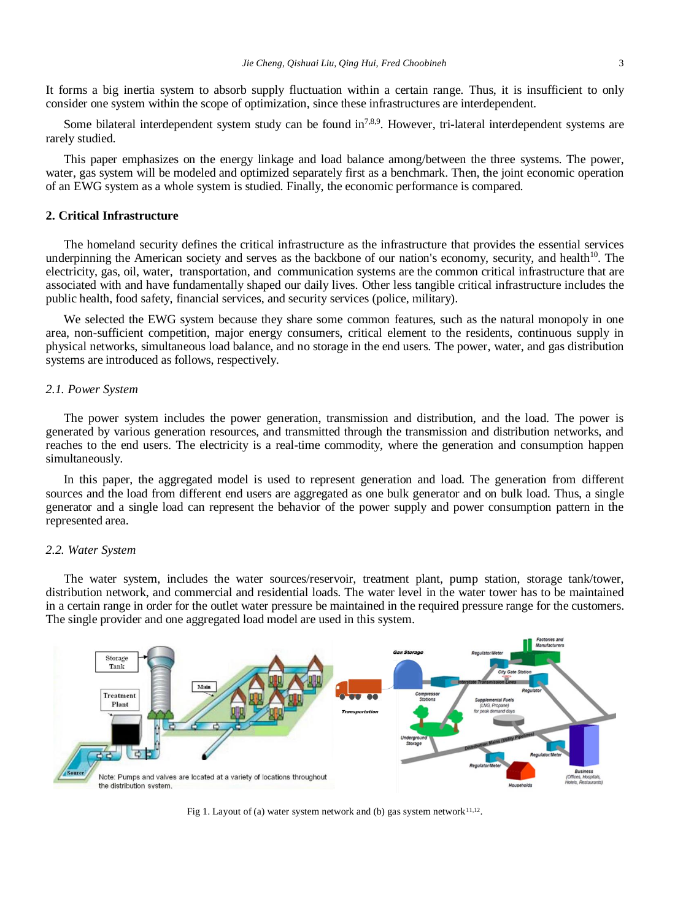It forms a big inertia system to absorb supply fluctuation within a certain range. Thus, it is insufficient to only consider one system within the scope of optimization, since these infrastructures are interdependent.

Some bilateral interdependent system study can be found in[7,8,9]. However, tri-lateral interdependent systems are rarely studied.

This paper emphasizes on the energy linkage and load balance among/between the three systems. The power, water, gas system will be modeled and optimized separately first as a benchmark. Then, the joint economic operation of an EWG system as a whole system is studied. Finally, the economic performance is compared.

## 2. Critical Infrastructure

The homeland security defines the critical infrastructure as the infrastructure that provides the essential services underpinning the American society and serves as the backbone of our nation's economy, security, and health[10]. The electricity, gas, oil, water, transportation, and communication systems are the common critical infrastructure that are associated with and have fundamentally shaped our daily lives. Other less tangible critical infrastructure includes the public health, food safety, financial services, and security services (police, military).

We selected the EWG system because they share some common features, such as the natural monopoly in one area, non-sufficient competition, major energy consumers, critical element to the residents, continuous supply in physical networks, simultaneous load balance, and no storage in the end users. The power, water, and gas distribution systems are introduced as follows, respectively.

### *2.1. Power System*

The power system includes the power generation, transmission and distribution, and the load. The power is generated by various generation resources, and transmitted through the transmission and distribution networks, and reaches to the end users. The electricity is a real-time commodity, where the generation and consumption happen simultaneously.

In this paper, the aggregated model is used to represent generation and load. The generation from different sources and the load from different end users are aggregated as one bulk generator and on bulk load. Thus, a single generator and a single load can represent the behavior of the power supply and power consumption pattern in the represented area.

### *2.2. Water System*

The water system, includes the water sources/reservoir, treatment plant, pump station, storage tank/tower, distribution network, and commercial and residential loads. The water level in the water tower has to be maintained in a certain range in order for the outlet water pressure be maintained in the required pressure range for the customers. The single provider and one aggregated load model are used in this system.

Fig 1. Layout of (a) water system network and (b) gas system network[11,12].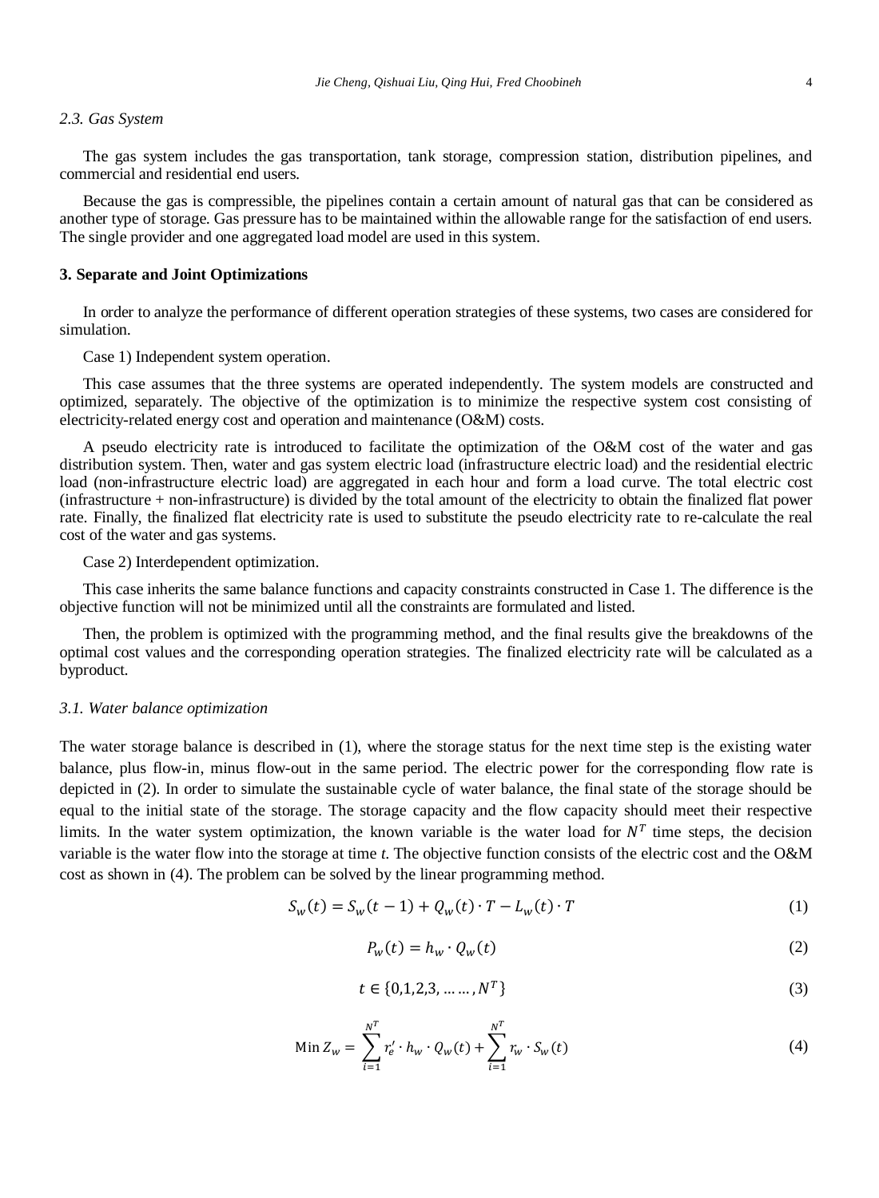### 2.3. Gas System

The gas system includes the gas transportation, tank storage, compression station, distribution pipelines, and commercial and residential end users.

Because the gas is compressible, the pipelines contain a certain amount of natural gas that can be considered as another type of storage. Gas pressure has to be maintained within the allowable range for the satisfaction of end users. The single provider and one aggregated load model are used in this system.

## 3. Separate and Joint Optimizations

In order to analyze the performance of different operation strategies of these systems, two cases are considered for simulation.

Case 1) Independent system operation.

This case assumes that the three systems are operated independently. The system models are constructed and optimized, separately. The objective of the optimization is to minimize the respective system cost consisting of electricity-related energy cost and operation and maintenance (O&M) costs.

A pseudo electricity rate is introduced to facilitate the optimization of the O&M cost of the water and gas distribution system. Then, water and gas system electric load (infrastructure electric load) and the residential electric load (non-infrastructure electric load) are aggregated in each hour and form a load curve. The total electric cost (infrastructure + non-infrastructure) is divided by the total amount of the electricity to obtain the finalized flat power rate. Finally, the finalized flat electricity rate is used to substitute the pseudo electricity rate to re-calculate the real cost of the water and gas systems.

Case 2) Interdependent optimization.

This case inherits the same balance functions and capacity constraints constructed in Case 1. The difference is the objective function will not be minimized until all the constraints are formulated and listed.

Then, the problem is optimized with the programming method, and the final results give the breakdowns of the optimal cost values and the corresponding operation strategies. The finalized electricity rate will be calculated as a byproduct.

### 3.1. Water balance optimization

The water storage balance is described in (1), where the storage status for the next time step is the existing water balance, plus flow-in, minus flow-out in the same period. The electric power for the corresponding flow rate is depicted in (2). In order to simulate the sustainable cycle of water balance, the final state of the storage should be equal to the initial state of the storage. The storage capacity and the flow capacity should meet their respective limits. In the water system optimization, the known variable is the water load for $N^T$ time steps, the decision variable is the water flow into the storage at time *t*. The objective function consists of the electric cost and the O&M cost as shown in (4). The problem can be solved by the linear programming method.

$$S_w(t) = S_w(t-1) + Q_w(t) \cdot T - L_w(t) \cdot T \tag{1}$$

$$P_w(t) = h_w \cdot Q_w(t) \tag{2}$$

$$t \in \{0,1,2,3, \ldots\ldots, N^T\} \tag{3}$$

$$\text{Min } Z_w = \sum_{i=1}^{N^T} r_e' \cdot h_w \cdot Q_w(t) + \sum_{i=1}^{N^T} r_w \cdot S_w(t) \tag{4}$$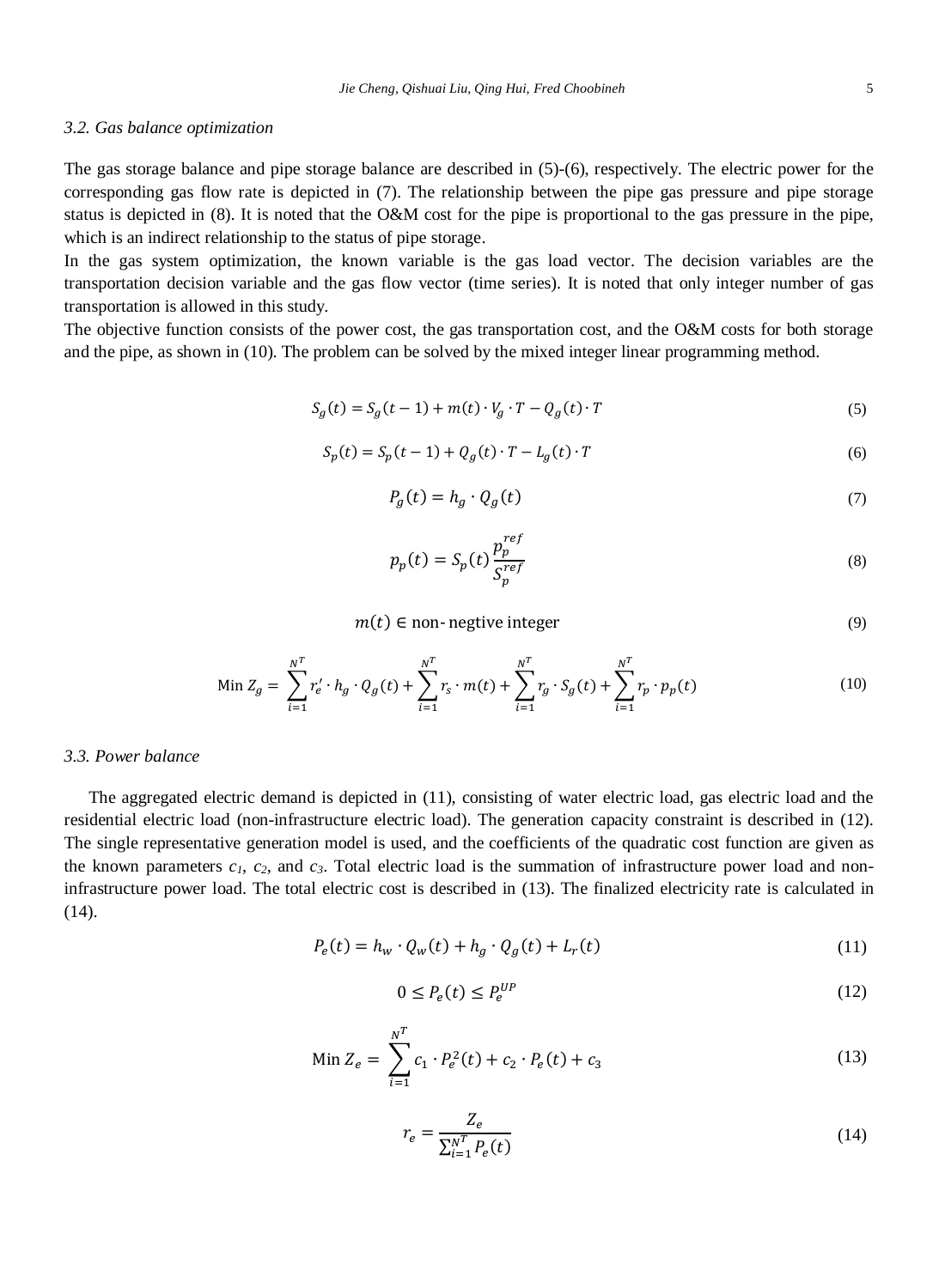### 3.2. Gas balance optimization

The gas storage balance and pipe storage balance are described in (5)-(6), respectively. The electric power for the corresponding gas flow rate is depicted in (7). The relationship between the pipe gas pressure and pipe storage status is depicted in (8). It is noted that the O&M cost for the pipe is proportional to the gas pressure in the pipe, which is an indirect relationship to the status of pipe storage.

In the gas system optimization, the known variable is the gas load vector. The decision variables are the transportation decision variable and the gas flow vector (time series). It is noted that only integer number of gas transportation is allowed in this study.

The objective function consists of the power cost, the gas transportation cost, and the O&M costs for both storage and the pipe, as shown in (10). The problem can be solved by the mixed integer linear programming method.

$$S_g(t) = S_g(t-1) + m(t) \cdot V_g \cdot T - Q_g(t) \cdot T \tag{5}$$

$$S_p(t) = S_p(t-1) + Q_g(t) \cdot T - L_g(t) \cdot T \tag{6}$$

$$P_g(t) = h_g \cdot Q_g(t) \tag{7}$$

$$p_p(t) = S_p(t) \frac{p_p^{ref}}{S_p^{ref}} \tag{8}$$

$$m(t) \in \text{non-negtive integer} \tag{9}$$

$$\text{Min } Z_g = \sum_{i=1}^{N^T} r_e' \cdot h_g \cdot Q_g(t) + \sum_{i=1}^{N^T} r_s \cdot m(t) + \sum_{i=1}^{N^T} r_g \cdot S_g(t) + \sum_{i=1}^{N^T} r_p \cdot p_p(t) \tag{10}$$

### 3.3. Power balance

The aggregated electric demand is depicted in (11), consisting of water electric load, gas electric load and the residential electric load (non-infrastructure electric load). The generation capacity constraint is described in (12). The single representative generation model is used, and the coefficients of the quadratic cost function are given as the known parameters $c_1$, $c_2$, and $c_3$. Total electric load is the summation of infrastructure power load and non-infrastructure power load. The total electric cost is described in (13). The finalized electricity rate is calculated in (14).

$$P_e(t) = h_w \cdot Q_w(t) + h_g \cdot Q_g(t) + L_r(t) \tag{11}$$

$$0 \le P_e(t) \le P_e^{UP} \tag{12}$$

$$\text{Min } Z_e = \sum_{i=1}^{N^T} c_1 \cdot P_e^2(t) + c_2 \cdot P_e(t) + c_3 \tag{13}$$

$$r_e = \frac{Z_e}{\sum_{i=1}^{N^T} P_e(t)} \tag{14}$$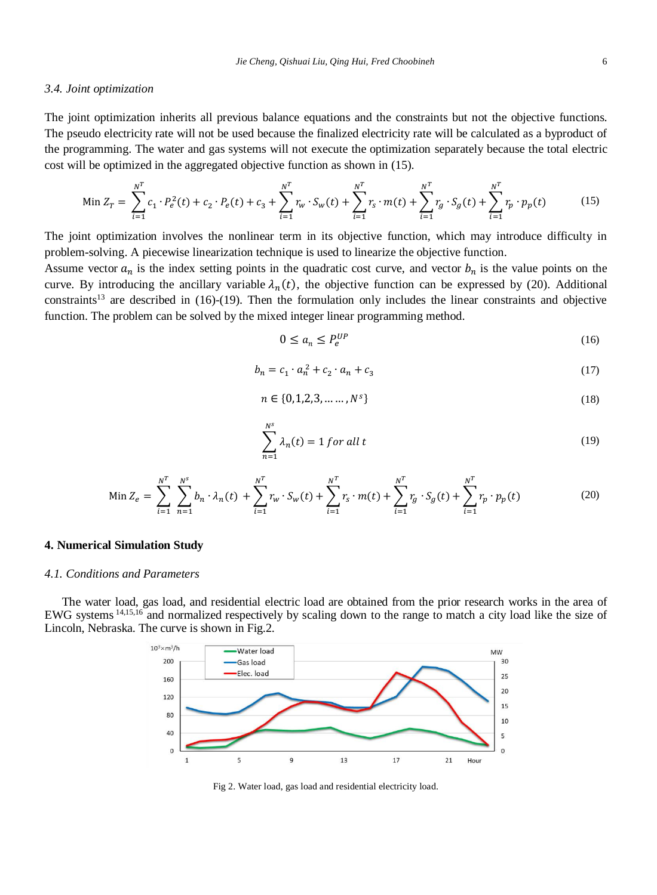### 3.4. Joint optimization

The joint optimization inherits all previous balance equations and the constraints but not the objective functions. The pseudo electricity rate will not be used because the finalized electricity rate will be calculated as a byproduct of the programming. The water and gas systems will not execute the optimization separately because the total electric cost will be optimized in the aggregated objective function as shown in (15).

$$\text{Min } Z_T = \sum_{i=1}^{N^T} c_1 \cdot P_e^2(t) + c_2 \cdot P_e(t) + c_3 + \sum_{i=1}^{N^T} r_w \cdot S_w(t) + \sum_{i=1}^{N^T} r_s \cdot m(t) + \sum_{i=1}^{N^T} r_g \cdot S_g(t) + \sum_{i=1}^{N^T} r_p \cdot p_p(t) \tag{15}$$

The joint optimization involves the nonlinear term in its objective function, which may introduce difficulty in problem-solving. A piecewise linearization technique is used to linearize the objective function.

Assume vector $a_n$ is the index setting points in the quadratic cost curve, and vector $b_n$ is the value points on the curve. By introducing the ancillary variable $\lambda_n(t)$, the objective function can be expressed by (20). Additional constraints[13] are described in (16)-(19). Then the formulation only includes the linear constraints and objective function. The problem can be solved by the mixed integer linear programming method.

$$0 \le a_n \le P_e^{UP} \tag{16}$$

$$b_n = c_1 \cdot a_n^2 + c_2 \cdot a_n + c_3 \tag{17}$$

$$n \in \{0,1,2,3,\dots\dots,N^s\} \tag{18}$$

$$\sum_{n=1}^{N^s} \lambda_n(t) = 1 \text{ for all } t \tag{19}$$

$$\text{Min } Z_e = \sum_{i=1}^{N^T} \sum_{n=1}^{N^s} b_n \cdot \lambda_n(t) + \sum_{i=1}^{N^T} r_w \cdot S_w(t) + \sum_{i=1}^{N^T} r_s \cdot m(t) + \sum_{i=1}^{N^T} r_g \cdot S_g(t) + \sum_{i=1}^{N^T} r_p \cdot p_p(t) \tag{20}$$

## 4. Numerical Simulation Study

### 4.1. Conditions and Parameters

The water load, gas load, and residential electric load are obtained from the prior research works in the area of EWG systems [14,15,16] and normalized respectively by scaling down to the range to match a city load like the size of Lincoln, Nebraska. The curve is shown in Fig.2.

Fig 2. Water load, gas load and residential electricity load.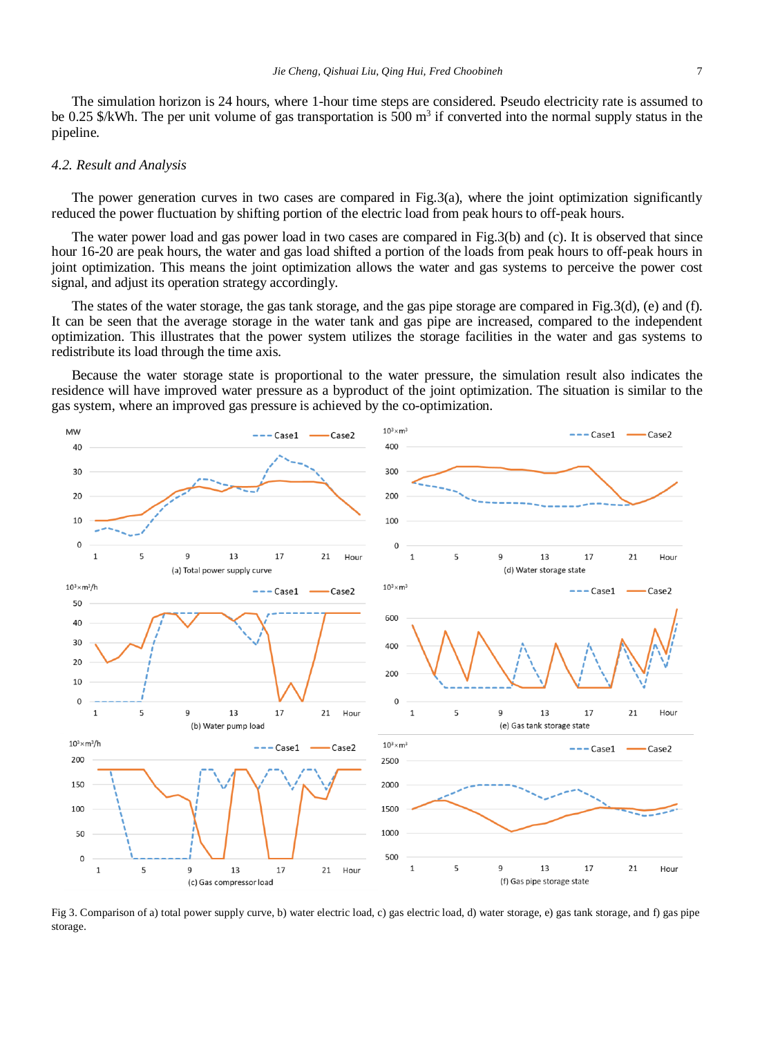The simulation horizon is 24 hours, where 1-hour time steps are considered. Pseudo electricity rate is assumed to be 0.25 \$/kWh. The per unit volume of gas transportation is 500 $m^3$ if converted into the normal supply status in the pipeline.

### 4.2. Result and Analysis

The power generation curves in two cases are compared in Fig.3(a), where the joint optimization significantly reduced the power fluctuation by shifting portion of the electric load from peak hours to off-peak hours.

The water power load and gas power load in two cases are compared in Fig.3(b) and (c). It is observed that since hour 16-20 are peak hours, the water and gas load shifted a portion of the loads from peak hours to off-peak hours in joint optimization. This means the joint optimization allows the water and gas systems to perceive the power cost signal, and adjust its operation strategy accordingly.

The states of the water storage, the gas tank storage, and the gas pipe storage are compared in Fig.3(d), (e) and (f). It can be seen that the average storage in the water tank and gas pipe are increased, compared to the independent optimization. This illustrates that the power system utilizes the storage facilities in the water and gas systems to redistribute its load through the time axis.

Because the water storage state is proportional to the water pressure, the simulation result also indicates the residence will have improved water pressure as a byproduct of the joint optimization. The situation is similar to the gas system, where an improved gas pressure is achieved by the co-optimization.

Fig 3. Comparison of a) total power supply curve, b) water electric load, c) gas electric load, d) water storage, e) gas tank storage, and f) gas pipe storage.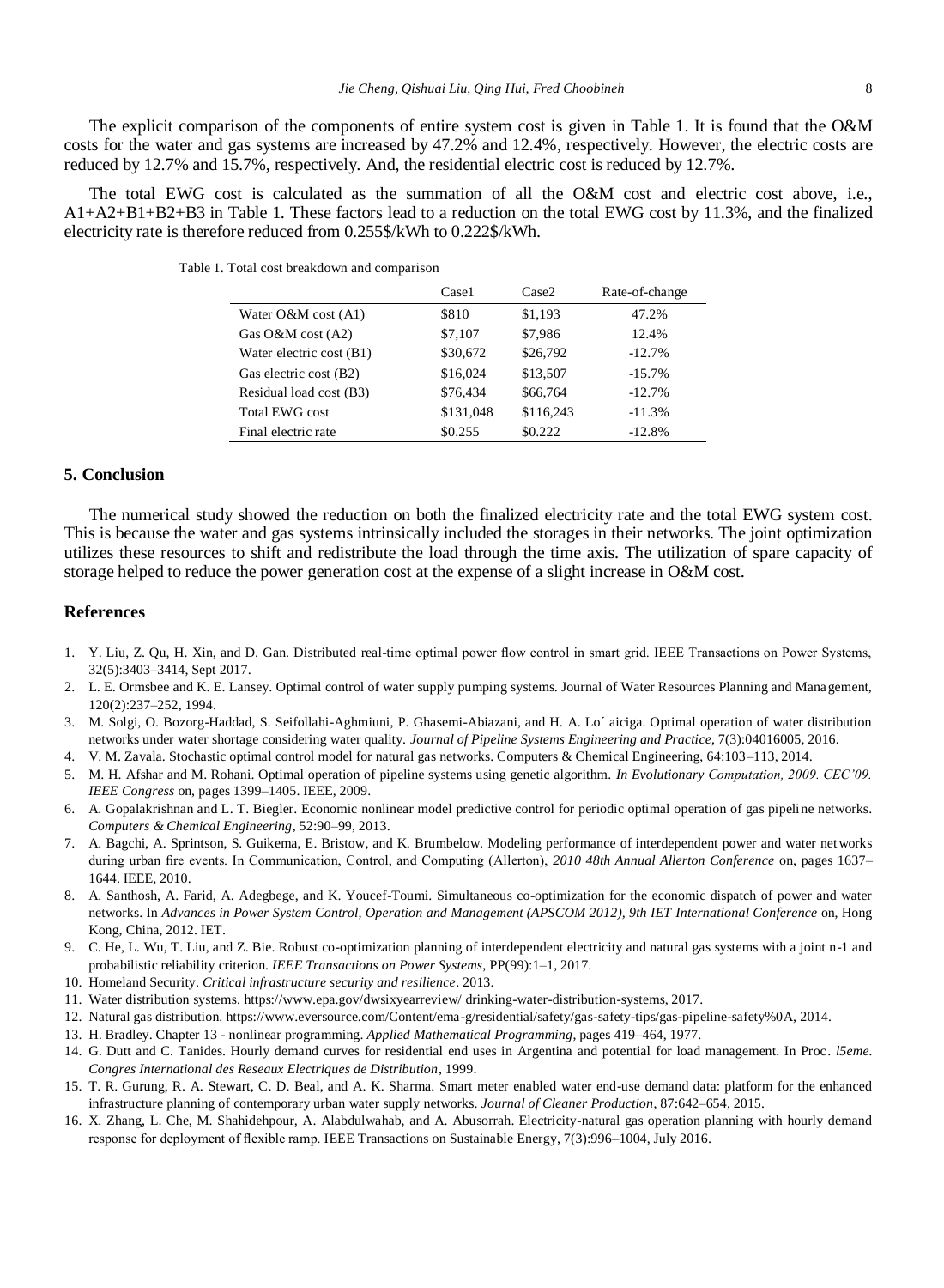The explicit comparison of the components of entire system cost is given in Table 1. It is found that the O&M costs for the water and gas systems are increased by 47.2% and 12.4%, respectively. However, the electric costs are reduced by 12.7% and 15.7%, respectively. And, the residential electric cost is reduced by 12.7%.

The total EWG cost is calculated as the summation of all the O&M cost and electric cost above, i.e., A1+A2+B1+B2+B3 in Table 1. These factors lead to a reduction on the total EWG cost by 11.3%, and the finalized electricity rate is therefore reduced from 0.255$/kWh to 0.222$/kWh.

Table 1. Total cost breakdown and comparison

| | Case1 | Case2 | Rate-of-change |
|---|---|---|---|
| Water O&M cost (A1) | $810 | $1,193 | 47.2% |
| Gas O&M cost (A2) | $7,107 | $7,986 | 12.4% |
| Water electric cost (B1) | $30,672 | $26,792 | -12.7% |
| Gas electric cost (B2) | $16,024 | $13,507 | -15.7% |
| Residual load cost (B3) | $76,434 | $66,764 | -12.7% |
| Total EWG cost | $131,048 | $116,243 | -11.3% |
| Final electric rate | $0.255 | $0.222 | -12.8% |

## 5. Conclusion

The numerical study showed the reduction on both the finalized electricity rate and the total EWG system cost. This is because the water and gas systems intrinsically included the storages in their networks. The joint optimization utilizes these resources to shift and redistribute the load through the time axis. The utilization of spare capacity of storage helped to reduce the power generation cost at the expense of a slight increase in O&M cost.

## References

1. Y. Liu, Z. Qu, H. Xin, and D. Gan. Distributed real-time optimal power flow control in smart grid. IEEE Transactions on Power Systems, 32(5):3403–3414, Sept 2017.
2. L. E. Ormsbee and K. E. Lansey. Optimal control of water supply pumping systems. Journal of Water Resources Planning and Management, 120(2):237–252, 1994.
3. M. Solgi, O. Bozorg-Haddad, S. Seifollahi-Aghmiuni, P. Ghasemi-Abiazani, and H. A. Lo´ aiciga. Optimal operation of water distribution networks under water shortage considering water quality. *Journal of Pipeline Systems Engineering and Practice*, 7(3):04016005, 2016.
4. V. M. Zavala. Stochastic optimal control model for natural gas networks. Computers & Chemical Engineering, 64:103–113, 2014.
5. M. H. Afshar and M. Rohani. Optimal operation of pipeline systems using genetic algorithm. *In Evolutionary Computation, 2009. CEC'09. IEEE Congress* on, pages 1399–1405. IEEE, 2009.
6. A. Gopalakrishnan and L. T. Biegler. Economic nonlinear model predictive control for periodic optimal operation of gas pipeline networks. *Computers & Chemical Engineering*, 52:90–99, 2013.
7. A. Bagchi, A. Sprintson, S. Guikema, E. Bristow, and K. Brumbelow. Modeling performance of interdependent power and water networks during urban fire events. In Communication, Control, and Computing (Allerton), *2010 48th Annual Allerton Conference* on, pages 1637–1644. IEEE, 2010.
8. A. Santhosh, A. Farid, A. Adegbege, and K. Youcef-Toumi. Simultaneous co-optimization for the economic dispatch of power and water networks. In *Advances in Power System Control, Operation and Management (APSCOM 2012), 9th IET International Conference* on, Hong Kong, China, 2012. IET.
9. C. He, L. Wu, T. Liu, and Z. Bie. Robust co-optimization planning of interdependent electricity and natural gas systems with a joint n-1 and probabilistic reliability criterion. *IEEE Transactions on Power Systems*, PP(99):1–1, 2017.
10. Homeland Security. *Critical infrastructure security and resilience*. 2013.
11. Water distribution systems. https://www.epa.gov/dwsixyearreview/ drinking-water-distribution-systems, 2017.
12. Natural gas distribution. https://www.eversource.com/Content/ema-g/residential/safety/gas-safety-tips/gas-pipeline-safety%0A, 2014.
13. H. Bradley. Chapter 13 - nonlinear programming. *Applied Mathematical Programming*, pages 419–464, 1977.
14. G. Dutt and C. Tanides. Hourly demand curves for residential end uses in Argentina and potential for load management. In Proc. *l5eme. Congres International des Reseaux Electriques de Distribution*, 1999.
15. T. R. Gurung, R. A. Stewart, C. D. Beal, and A. K. Sharma. Smart meter enabled water end-use demand data: platform for the enhanced infrastructure planning of contemporary urban water supply networks. *Journal of Cleaner Production*, 87:642–654, 2015.
16. X. Zhang, L. Che, M. Shahidehpour, A. Alabdulwahab, and A. Abusorrah. Electricity-natural gas operation planning with hourly demand response for deployment of flexible ramp. IEEE Transactions on Sustainable Energy, 7(3):996–1004, July 2016.